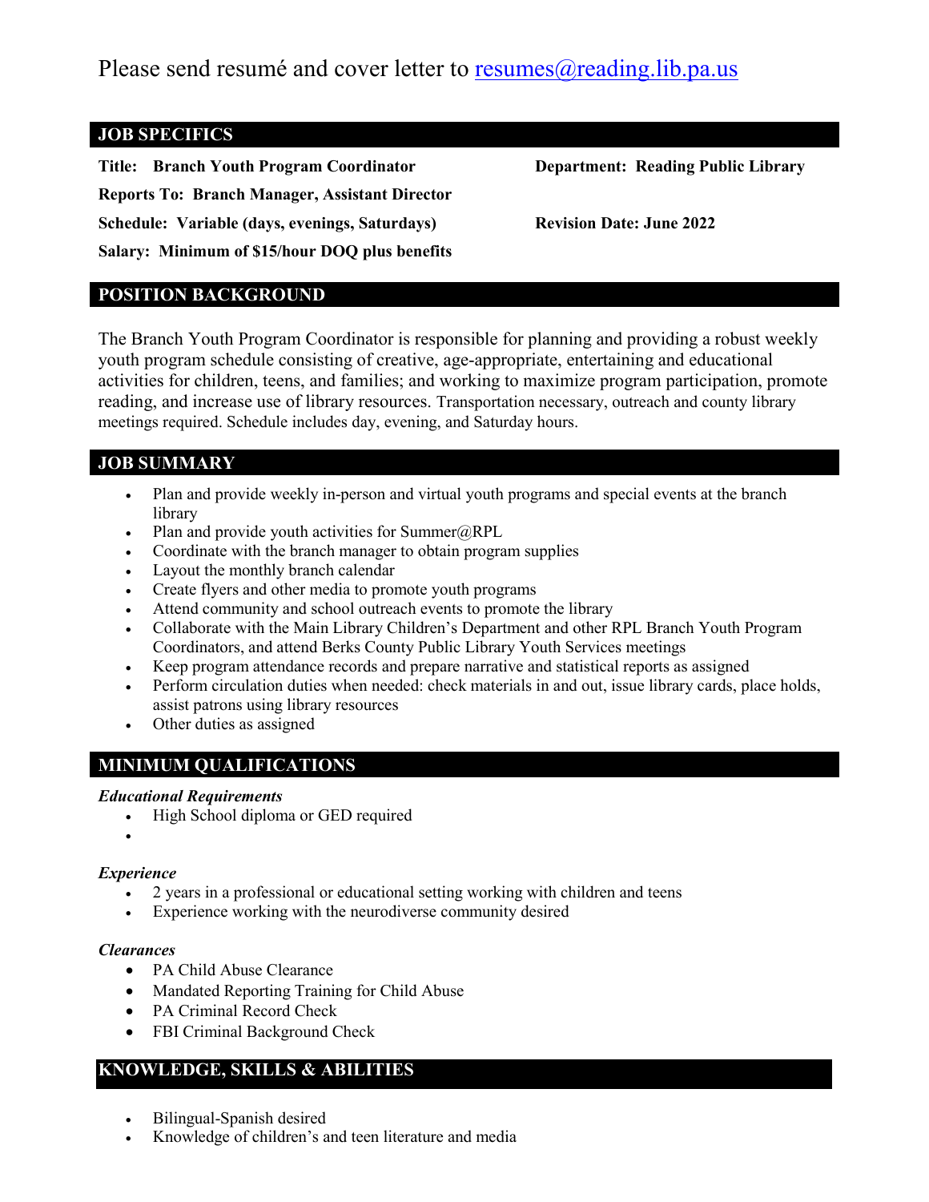Please send resumé and cover letter to [resumes@reading.lib.pa.us](mailto:resumes@reading.lib.pa.us)

## JOB SPECIFICS

**Title: Branch Youth Program Coordinator**

**Department: Reading Public Library**

**Reports To: Branch Manager, Assistant Director**

**Schedule: Variable (days, evenings, Saturdays)**

**Revision Date: June 2022**

**Salary: Minimum of $15/hour DOQ plus benefits**

## POSITION BACKGROUND

The Branch Youth Program Coordinator is responsible for planning and providing a robust weekly youth program schedule consisting of creative, age-appropriate, entertaining and educational activities for children, teens, and families; and working to maximize program participation, promote reading, and increase use of library resources. Transportation necessary, outreach and county library meetings required. Schedule includes day, evening, and Saturday hours.

## JOB SUMMARY

- Plan and provide weekly in-person and virtual youth programs and special events at the branch library
- Plan and provide youth activities for Summer@RPL
- Coordinate with the branch manager to obtain program supplies
- Layout the monthly branch calendar
- Create flyers and other media to promote youth programs
- Attend community and school outreach events to promote the library
- Collaborate with the Main Library Children's Department and other RPL Branch Youth Program Coordinators, and attend Berks County Public Library Youth Services meetings
- Keep program attendance records and prepare narrative and statistical reports as assigned
- Perform circulation duties when needed: check materials in and out, issue library cards, place holds, assist patrons using library resources
- Other duties as assigned

## MINIMUM QUALIFICATIONS

***Educational Requirements***

- High School diploma or GED required

***Experience***

- 2 years in a professional or educational setting working with children and teens
- Experience working with the neurodiverse community desired

***Clearances***

- PA Child Abuse Clearance
- Mandated Reporting Training for Child Abuse
- PA Criminal Record Check
- FBI Criminal Background Check

## KNOWLEDGE, SKILLS & ABILITIES

- Bilingual-Spanish desired
- Knowledge of children's and teen literature and media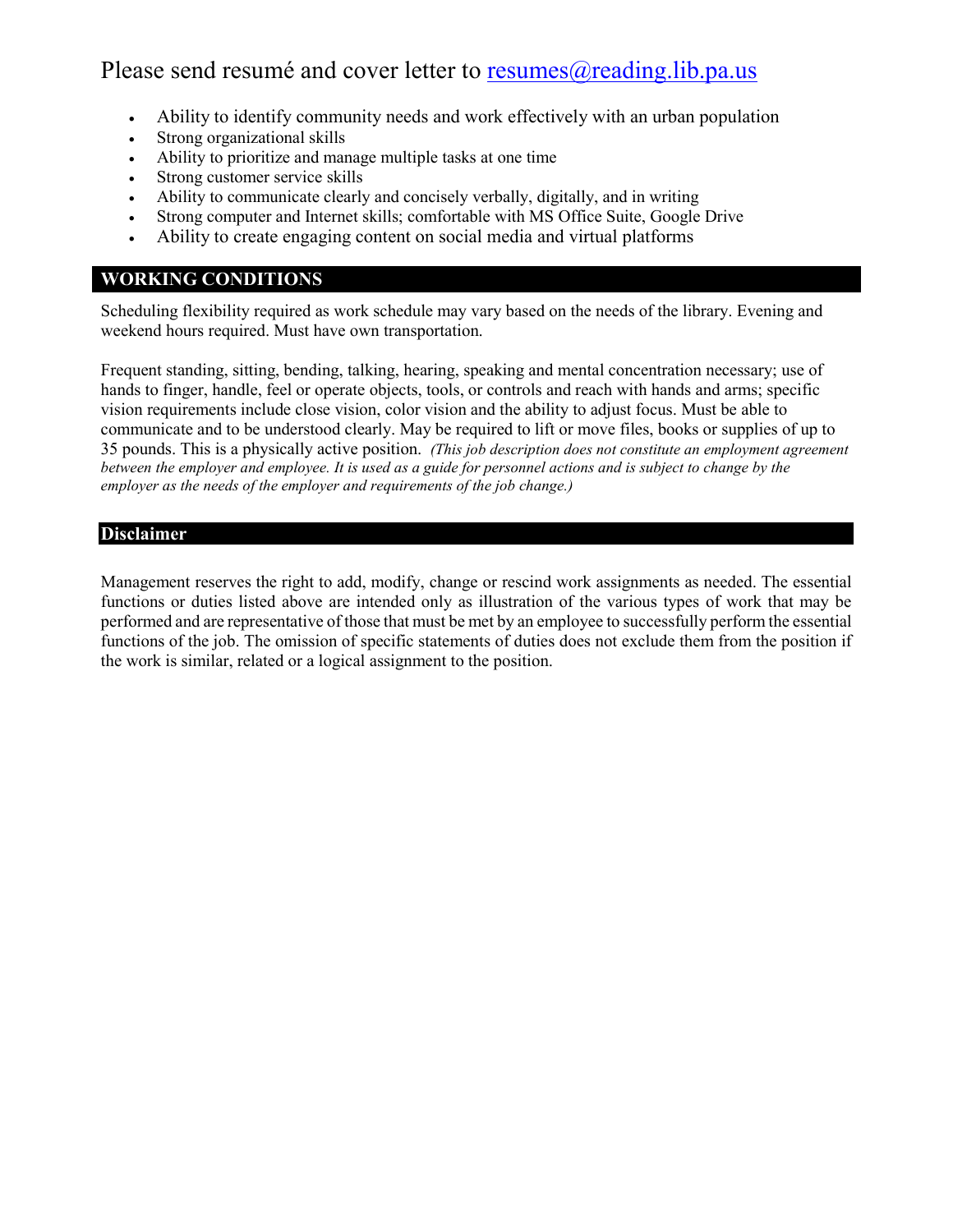Please send resumé and cover letter to [resumes@reading.lib.pa.us](mailto:resumes@reading.lib.pa.us)

- Ability to identify community needs and work effectively with an urban population
- Strong organizational skills
- Ability to prioritize and manage multiple tasks at one time
- Strong customer service skills
- Ability to communicate clearly and concisely verbally, digitally, and in writing
- Strong computer and Internet skills; comfortable with MS Office Suite, Google Drive
- Ability to create engaging content on social media and virtual platforms

## WORKING CONDITIONS

Scheduling flexibility required as work schedule may vary based on the needs of the library. Evening and weekend hours required. Must have own transportation.

Frequent standing, sitting, bending, talking, hearing, speaking and mental concentration necessary; use of hands to finger, handle, feel or operate objects, tools, or controls and reach with hands and arms; specific vision requirements include close vision, color vision and the ability to adjust focus. Must be able to communicate and to be understood clearly. May be required to lift or move files, books or supplies of up to 35 pounds. This is a physically active position. *(This job description does not constitute an employment agreement between the employer and employee. It is used as a guide for personnel actions and is subject to change by the employer as the needs of the employer and requirements of the job change.)*

## Disclaimer

Management reserves the right to add, modify, change or rescind work assignments as needed. The essential functions or duties listed above are intended only as illustration of the various types of work that may be performed and are representative of those that must be met by an employee to successfully perform the essential functions of the job. The omission of specific statements of duties does not exclude them from the position if the work is similar, related or a logical assignment to the position.